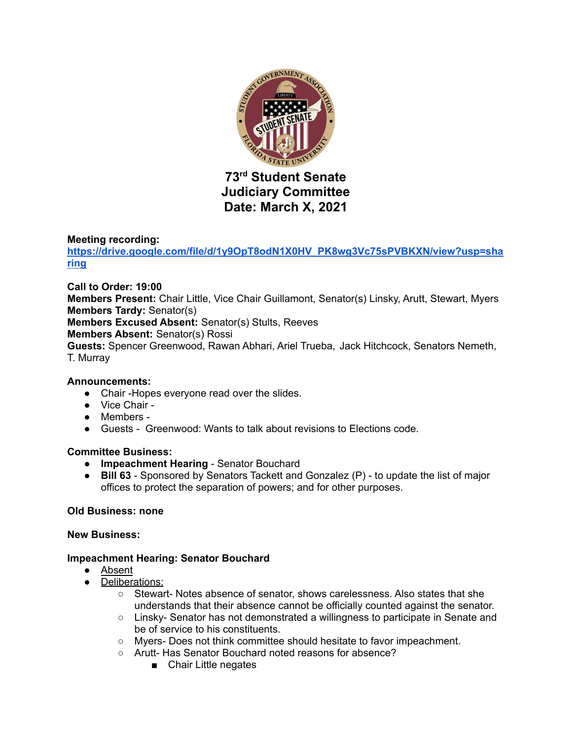# 73rd Student Senate
# Judiciary Committee
# Date: March X, 2021

**Meeting recording:**
**https://drive.google.com/file/d/1y9OpT8odN1X0HV_PK8wg3Vc75sPVBKXN/view?usp=sharing**

**Call to Order: 19:00**
**Members Present:** Chair Little, Vice Chair Guillamont, Senator(s) Linsky, Arutt, Stewart, Myers
**Members Tardy:** Senator(s)
**Members Excused Absent:** Senator(s) Stults, Reeves
**Members Absent:** Senator(s) Rossi
**Guests:** Spencer Greenwood, Rawan Abhari, Ariel Trueba, Jack Hitchcock, Senators Nemeth, T. Murray

**Announcements:**

- Chair -Hopes everyone read over the slides.
- Vice Chair -
- Members -
- Guests - Greenwood: Wants to talk about revisions to Elections code.

**Committee Business:**

- **Impeachment Hearing** - Senator Bouchard
- **Bill 63** - Sponsored by Senators Tackett and Gonzalez (P) - to update the list of major offices to protect the separation of powers; and for other purposes.

**Old Business: none**

**New Business:**

**Impeachment Hearing: Senator Bouchard**

- Absent
- Deliberations:
  - Stewart- Notes absence of senator, shows carelessness. Also states that she understands that their absence cannot be officially counted against the senator.
  - Linsky- Senator has not demonstrated a willingness to participate in Senate and be of service to his constituents.
  - Myers- Does not think committee should hesitate to favor impeachment.
  - Arutt- Has Senator Bouchard noted reasons for absence?
    - Chair Little negates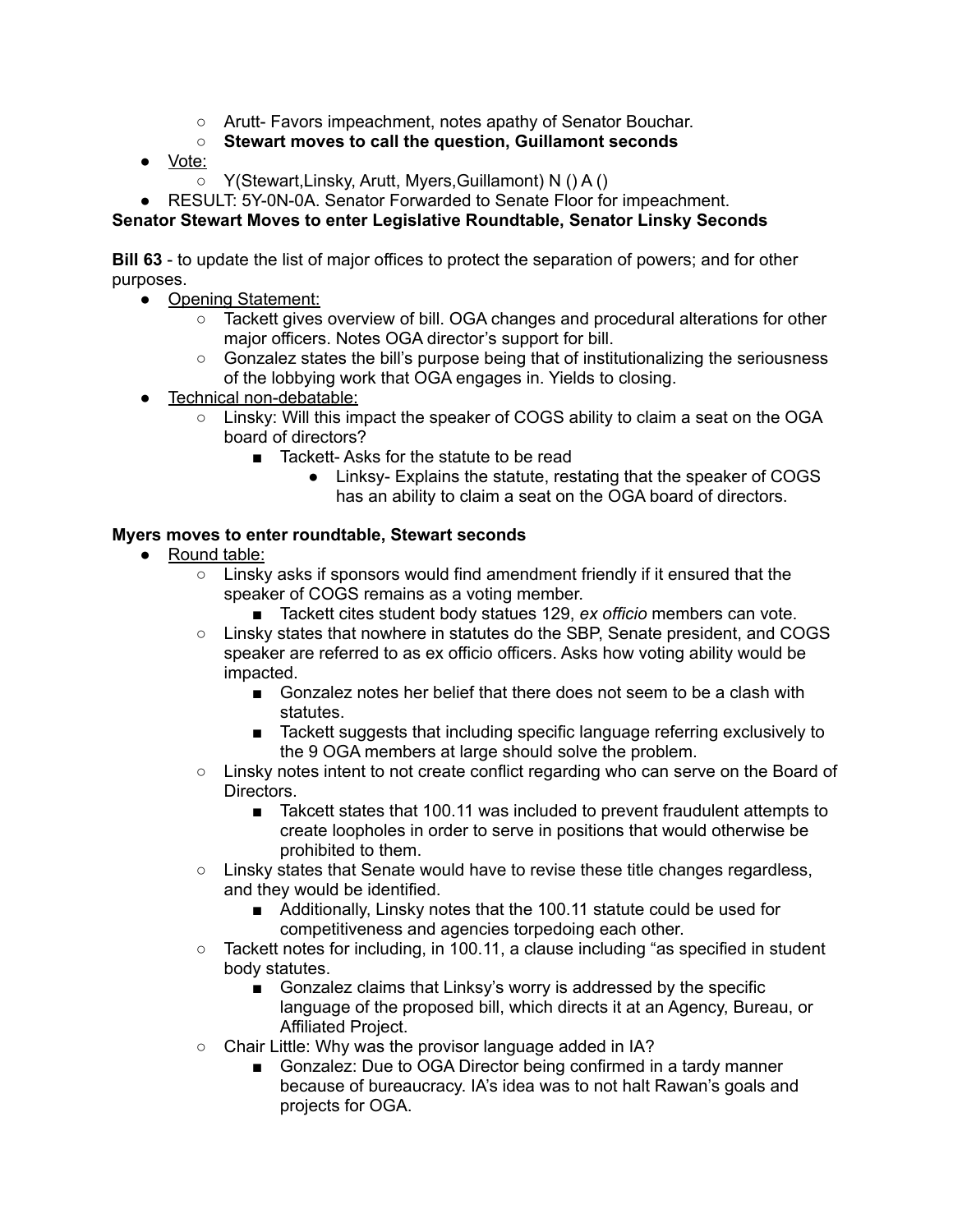- Arutt- Favors impeachment, notes apathy of Senator Bouchar.
  - **Stewart moves to call the question, Guillamont seconds**
- <u>Vote:</u>
  - Y(Stewart,Linsky, Arutt, Myers,Guillamont) N () A ()
- RESULT: 5Y-0N-0A. Senator Forwarded to Senate Floor for impeachment.

**Senator Stewart Moves to enter Legislative Roundtable, Senator Linsky Seconds**

**Bill 63** - to update the list of major offices to protect the separation of powers; and for other purposes.

- <u>Opening Statement:</u>
  - Tackett gives overview of bill. OGA changes and procedural alterations for other major officers. Notes OGA director's support for bill.
  - Gonzalez states the bill's purpose being that of institutionalizing the seriousness of the lobbying work that OGA engages in. Yields to closing.
- <u>Technical non-debatable:</u>
  - Linsky: Will this impact the speaker of COGS ability to claim a seat on the OGA board of directors?
    - Tackett- Asks for the statute to be read
      - Linksy- Explains the statute, restating that the speaker of COGS has an ability to claim a seat on the OGA board of directors.

**Myers moves to enter roundtable, Stewart seconds**

- <u>Round table:</u>
  - Linsky asks if sponsors would find amendment friendly if it ensured that the speaker of COGS remains as a voting member.
    - Tackett cites student body statues 129, *ex officio* members can vote.
  - Linsky states that nowhere in statutes do the SBP, Senate president, and COGS speaker are referred to as ex officio officers. Asks how voting ability would be impacted.
    - Gonzalez notes her belief that there does not seem to be a clash with statutes.
    - Tackett suggests that including specific language referring exclusively to the 9 OGA members at large should solve the problem.
  - Linsky notes intent to not create conflict regarding who can serve on the Board of Directors.
    - Takcett states that 100.11 was included to prevent fraudulent attempts to create loopholes in order to serve in positions that would otherwise be prohibited to them.
  - Linsky states that Senate would have to revise these title changes regardless, and they would be identified.
    - Additionally, Linsky notes that the 100.11 statute could be used for competitiveness and agencies torpedoing each other.
  - Tackett notes for including, in 100.11, a clause including "as specified in student body statutes.
    - Gonzalez claims that Linksy's worry is addressed by the specific language of the proposed bill, which directs it at an Agency, Bureau, or Affiliated Project.
  - Chair Little: Why was the provisor language added in IA?
    - Gonzalez: Due to OGA Director being confirmed in a tardy manner because of bureaucracy. IA's idea was to not halt Rawan's goals and projects for OGA.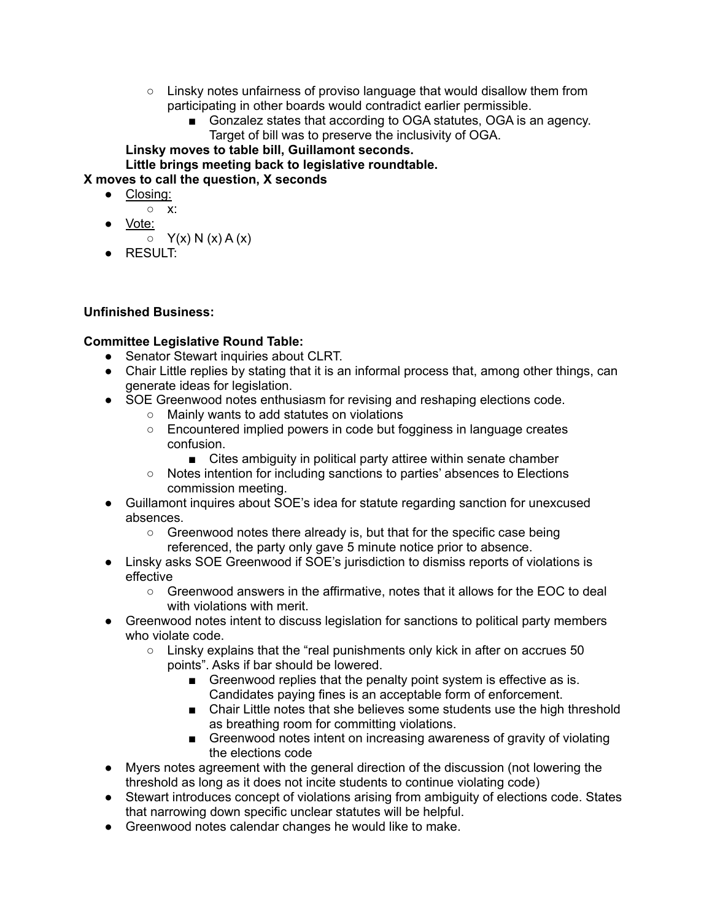- Linsky notes unfairness of proviso language that would disallow them from participating in other boards would contradict earlier permissible.
  - Gonzalez states that according to OGA statutes, OGA is an agency. Target of bill was to preserve the inclusivity of OGA.

**Linsky moves to table bill, Guillamont seconds.**

**Little brings meeting back to legislative roundtable.**

**X moves to call the question, X seconds**

- Closing:
  - x:
- Vote:
  - Y(x) N (x) A (x)
- RESULT:

**Unfinished Business:**

**Committee Legislative Round Table:**

- Senator Stewart inquiries about CLRT.
- Chair Little replies by stating that it is an informal process that, among other things, can generate ideas for legislation.
- SOE Greenwood notes enthusiasm for revising and reshaping elections code.
  - Mainly wants to add statutes on violations
  - Encountered implied powers in code but fogginess in language creates confusion.
    - Cites ambiguity in political party attiree within senate chamber
  - Notes intention for including sanctions to parties' absences to Elections commission meeting.
- Guillamont inquires about SOE's idea for statute regarding sanction for unexcused absences.
  - Greenwood notes there already is, but that for the specific case being referenced, the party only gave 5 minute notice prior to absence.
- Linsky asks SOE Greenwood if SOE's jurisdiction to dismiss reports of violations is effective
  - Greenwood answers in the affirmative, notes that it allows for the EOC to deal with violations with merit.
- Greenwood notes intent to discuss legislation for sanctions to political party members who violate code.
  - Linsky explains that the "real punishments only kick in after on accrues 50 points". Asks if bar should be lowered.
    - Greenwood replies that the penalty point system is effective as is. Candidates paying fines is an acceptable form of enforcement.
    - Chair Little notes that she believes some students use the high threshold as breathing room for committing violations.
    - Greenwood notes intent on increasing awareness of gravity of violating the elections code
- Myers notes agreement with the general direction of the discussion (not lowering the threshold as long as it does not incite students to continue violating code)
- Stewart introduces concept of violations arising from ambiguity of elections code. States that narrowing down specific unclear statutes will be helpful.
- Greenwood notes calendar changes he would like to make.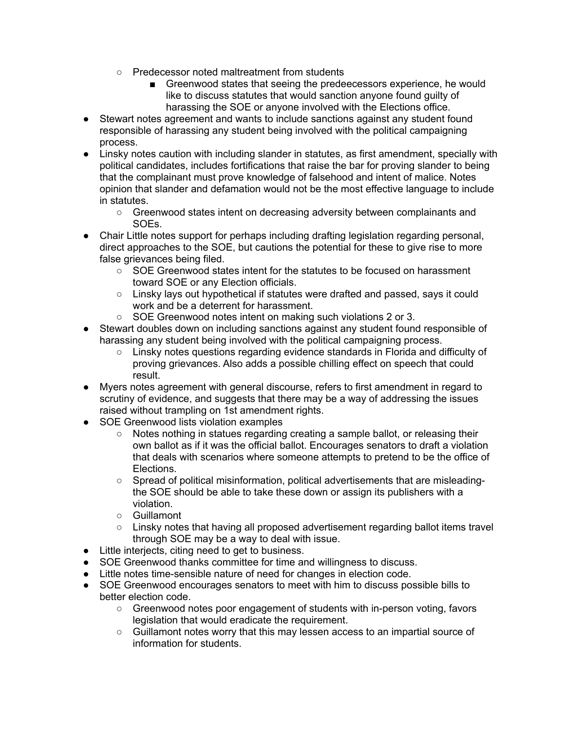- Predecessor noted maltreatment from students
        - Greenwood states that seeing the predeecessors experience, he would like to discuss statutes that would sanction anyone found guilty of harassing the SOE or anyone involved with the Elections office.
- Stewart notes agreement and wants to include sanctions against any student found responsible of harassing any student being involved with the political campaigning process.
- Linsky notes caution with including slander in statutes, as first amendment, specially with political candidates, includes fortifications that raise the bar for proving slander to being that the complainant must prove knowledge of falsehood and intent of malice. Notes opinion that slander and defamation would not be the most effective language to include in statutes.
    - Greenwood states intent on decreasing adversity between complainants and SOEs.
- Chair Little notes support for perhaps including drafting legislation regarding personal, direct approaches to the SOE, but cautions the potential for these to give rise to more false grievances being filed.
    - SOE Greenwood states intent for the statutes to be focused on harassment toward SOE or any Election officials.
    - Linsky lays out hypothetical if statutes were drafted and passed, says it could work and be a deterrent for harassment.
    - SOE Greenwood notes intent on making such violations 2 or 3.
- Stewart doubles down on including sanctions against any student found responsible of harassing any student being involved with the political campaigning process.
    - Linsky notes questions regarding evidence standards in Florida and difficulty of proving grievances. Also adds a possible chilling effect on speech that could result.
- Myers notes agreement with general discourse, refers to first amendment in regard to scrutiny of evidence, and suggests that there may be a way of addressing the issues raised without trampling on 1st amendment rights.
- SOE Greenwood lists violation examples
    - Notes nothing in statues regarding creating a sample ballot, or releasing their own ballot as if it was the official ballot. Encourages senators to draft a violation that deals with scenarios where someone attempts to pretend to be the office of Elections.
    - Spread of political misinformation, political advertisements that are misleading- the SOE should be able to take these down or assign its publishers with a violation.
    - Guillamont
    - Linsky notes that having all proposed advertisement regarding ballot items travel through SOE may be a way to deal with issue.
- Little interjects, citing need to get to business.
- SOE Greenwood thanks committee for time and willingness to discuss.
- Little notes time-sensible nature of need for changes in election code.
- SOE Greenwood encourages senators to meet with him to discuss possible bills to better election code.
    - Greenwood notes poor engagement of students with in-person voting, favors legislation that would eradicate the requirement.
    - Guillamont notes worry that this may lessen access to an impartial source of information for students.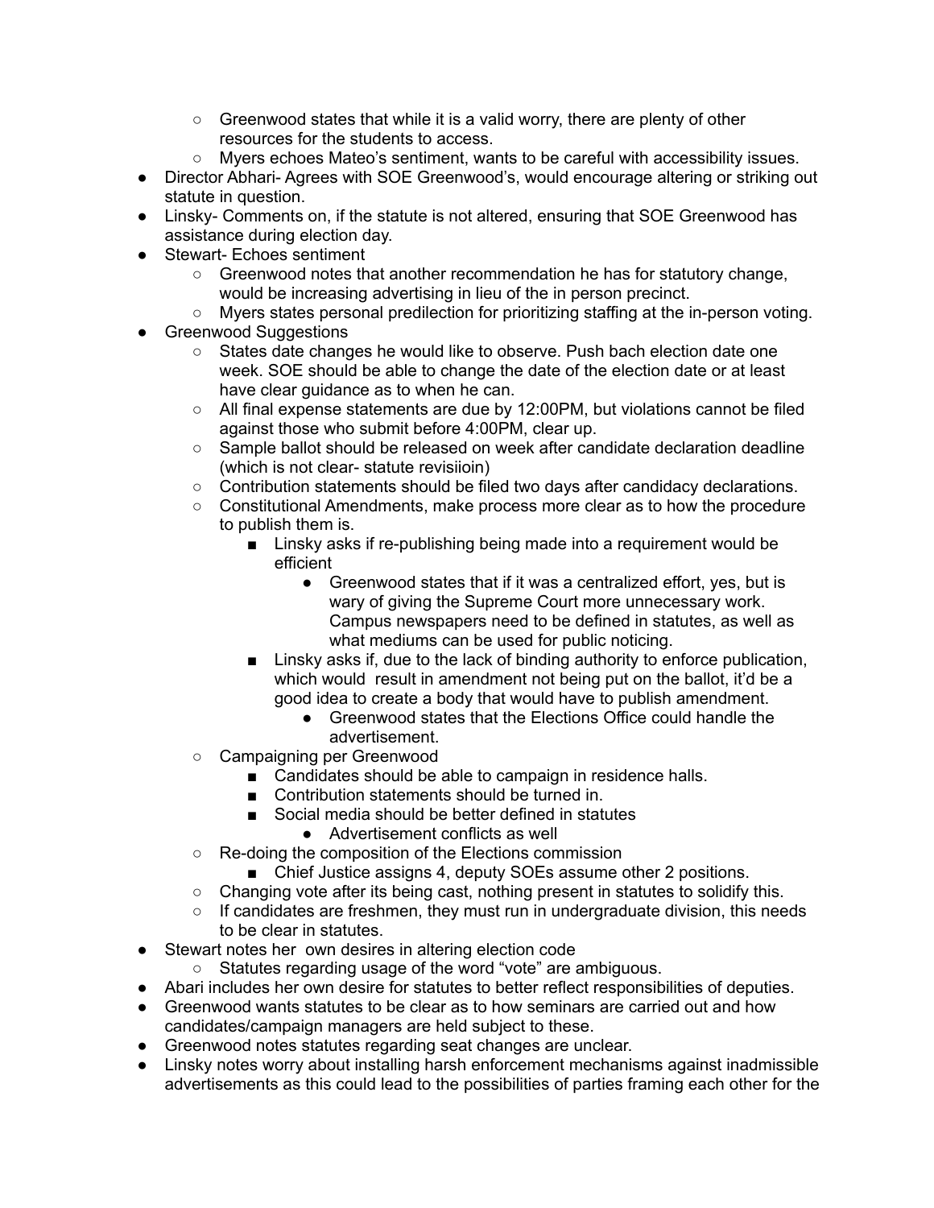- Greenwood states that while it is a valid worry, there are plenty of other resources for the students to access.
    - Myers echoes Mateo's sentiment, wants to be careful with accessibility issues.
- Director Abhari- Agrees with SOE Greenwood's, would encourage altering or striking out statute in question.
- Linsky- Comments on, if the statute is not altered, ensuring that SOE Greenwood has assistance during election day.
- Stewart- Echoes sentiment
    - Greenwood notes that another recommendation he has for statutory change, would be increasing advertising in lieu of the in person precinct.
    - Myers states personal predilection for prioritizing staffing at the in-person voting.
- Greenwood Suggestions
    - States date changes he would like to observe. Push bach election date one week. SOE should be able to change the date of the election date or at least have clear guidance as to when he can.
    - All final expense statements are due by 12:00PM, but violations cannot be filed against those who submit before 4:00PM, clear up.
    - Sample ballot should be released on week after candidate declaration deadline (which is not clear- statute revisiioin)
    - Contribution statements should be filed two days after candidacy declarations.
    - Constitutional Amendments, make process more clear as to how the procedure to publish them is.
        - Linsky asks if re-publishing being made into a requirement would be efficient
            - Greenwood states that if it was a centralized effort, yes, but is wary of giving the Supreme Court more unnecessary work. Campus newspapers need to be defined in statutes, as well as what mediums can be used for public noticing.
        - Linsky asks if, due to the lack of binding authority to enforce publication, which would result in amendment not being put on the ballot, it'd be a good idea to create a body that would have to publish amendment.
            - Greenwood states that the Elections Office could handle the advertisement.
    - Campaigning per Greenwood
        - Candidates should be able to campaign in residence halls.
        - Contribution statements should be turned in.
        - Social media should be better defined in statutes
            - Advertisement conflicts as well
    - Re-doing the composition of the Elections commission
        - Chief Justice assigns 4, deputy SOEs assume other 2 positions.
    - Changing vote after its being cast, nothing present in statutes to solidify this.
    - If candidates are freshmen, they must run in undergraduate division, this needs to be clear in statutes.
- Stewart notes her own desires in altering election code
    - Statutes regarding usage of the word "vote" are ambiguous.
- Abari includes her own desire for statutes to better reflect responsibilities of deputies.
- Greenwood wants statutes to be clear as to how seminars are carried out and how candidates/campaign managers are held subject to these.
- Greenwood notes statutes regarding seat changes are unclear.
- Linsky notes worry about installing harsh enforcement mechanisms against inadmissible advertisements as this could lead to the possibilities of parties framing each other for the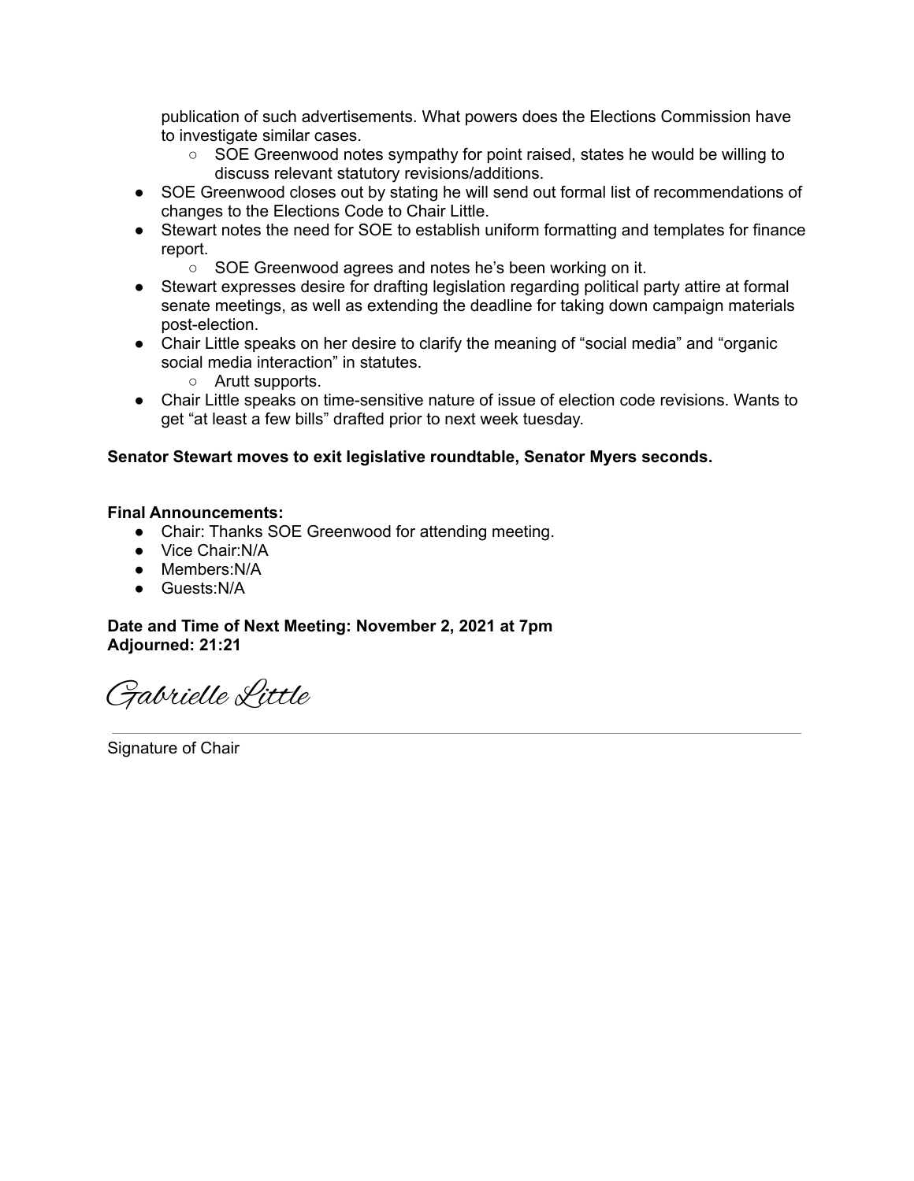publication of such advertisements. What powers does the Elections Commission have to investigate similar cases.
    - SOE Greenwood notes sympathy for point raised, states he would be willing to discuss relevant statutory revisions/additions.
- SOE Greenwood closes out by stating he will send out formal list of recommendations of changes to the Elections Code to Chair Little.
- Stewart notes the need for SOE to establish uniform formatting and templates for finance report.
    - SOE Greenwood agrees and notes he's been working on it.
- Stewart expresses desire for drafting legislation regarding political party attire at formal senate meetings, as well as extending the deadline for taking down campaign materials post-election.
- Chair Little speaks on her desire to clarify the meaning of "social media" and "organic social media interaction" in statutes.
    - Arutt supports.
- Chair Little speaks on time-sensitive nature of issue of election code revisions. Wants to get "at least a few bills" drafted prior to next week tuesday.

**Senator Stewart moves to exit legislative roundtable, Senator Myers seconds.**

**Final Announcements:**

- Chair: Thanks SOE Greenwood for attending meeting.
- Vice Chair:N/A
- Members:N/A
- Guests:N/A

**Date and Time of Next Meeting: November 2, 2021 at 7pm**
**Adjourned: 21:21**

Gabrielle Little

Signature of Chair